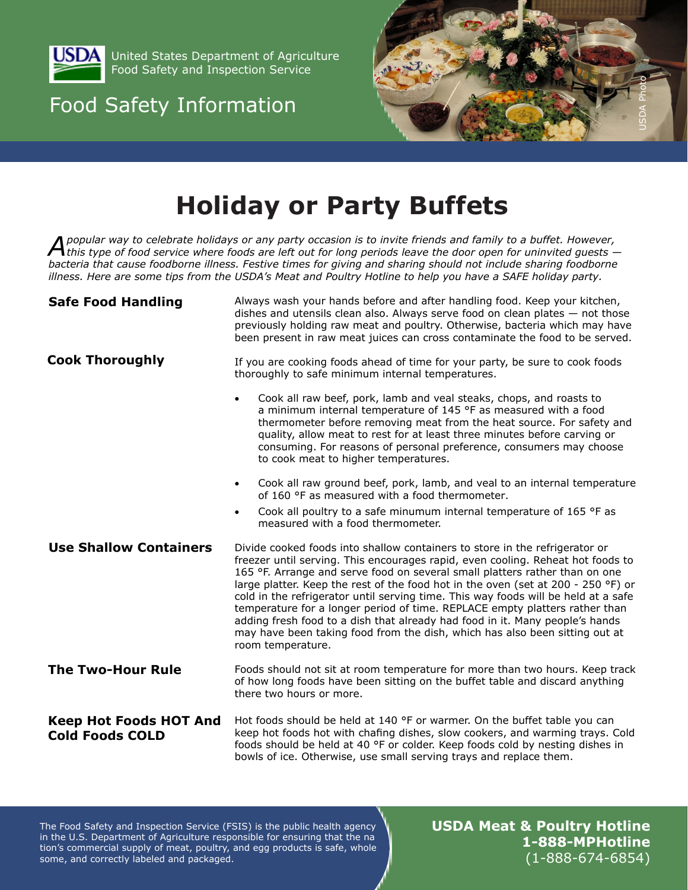United States Department of Agriculture
Food Safety and Inspection Service

Food Safety Information

# Holiday or Party Buffets

*A popular way to celebrate holidays or any party occasion is to invite friends and family to a buffet. However, this type of food service where foods are left out for long periods leave the door open for uninvited guests — bacteria that cause foodborne illness. Festive times for giving and sharing should not include sharing foodborne illness. Here are some tips from the USDA's Meat and Poultry Hotline to help you have a SAFE holiday party.*

## Safe Food Handling

Always wash your hands before and after handling food. Keep your kitchen, dishes and utensils clean also. Always serve food on clean plates — not those previously holding raw meat and poultry. Otherwise, bacteria which may have been present in raw meat juices can cross contaminate the food to be served.

## Cook Thoroughly

If you are cooking foods ahead of time for your party, be sure to cook foods thoroughly to safe minimum internal temperatures.

- Cook all raw beef, pork, lamb and veal steaks, chops, and roasts to a minimum internal temperature of 145 °F as measured with a food thermometer before removing meat from the heat source. For safety and quality, allow meat to rest for at least three minutes before carving or consuming. For reasons of personal preference, consumers may choose to cook meat to higher temperatures.
- Cook all raw ground beef, pork, lamb, and veal to an internal temperature of 160 °F as measured with a food thermometer.
- Cook all poultry to a safe minumum internal temperature of 165 °F as measured with a food thermometer.

## Use Shallow Containers

Divide cooked foods into shallow containers to store in the refrigerator or freezer until serving. This encourages rapid, even cooling. Reheat hot foods to 165 °F. Arrange and serve food on several small platters rather than on one large platter. Keep the rest of the food hot in the oven (set at 200 - 250 °F) or cold in the refrigerator until serving time. This way foods will be held at a safe temperature for a longer period of time. REPLACE empty platters rather than adding fresh food to a dish that already had food in it. Many people's hands may have been taking food from the dish, which has also been sitting out at room temperature.

## The Two-Hour Rule

Foods should not sit at room temperature for more than two hours. Keep track of how long foods have been sitting on the buffet table and discard anything there two hours or more.

## Keep Hot Foods HOT And Cold Foods COLD

Hot foods should be held at 140 °F or warmer. On the buffet table you can keep hot foods hot with chafing dishes, slow cookers, and warming trays. Cold foods should be held at 40 °F or colder. Keep foods cold by nesting dishes in bowls of ice. Otherwise, use small serving trays and replace them.

The Food Safety and Inspection Service (FSIS) is the public health agency in the U.S. Department of Agriculture responsible for ensuring that the nation's commercial supply of meat, poultry, and egg products is safe, wholesome, and correctly labeled and packaged.

**USDA Meat & Poultry Hotline**
**1-888-MPHotline**
(1-888-674-6854)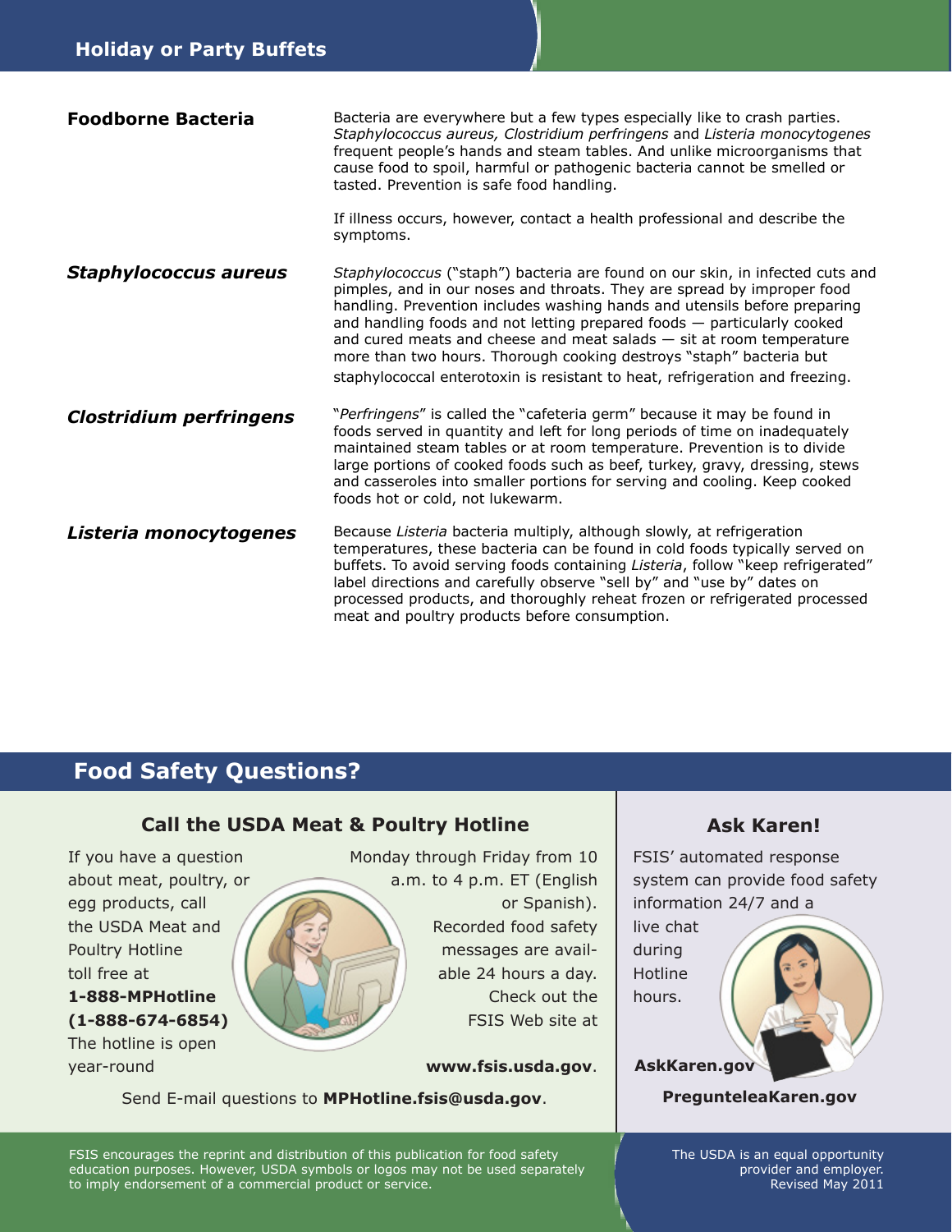## Holiday or Party Buffets

**Foodborne Bacteria**

Bacteria are everywhere but a few types especially like to crash parties. *Staphylococcus aureus, Clostridium perfringens* and *Listeria monocytogenes* frequent people's hands and steam tables. And unlike microorganisms that cause food to spoil, harmful or pathogenic bacteria cannot be smelled or tasted. Prevention is safe food handling.

If illness occurs, however, contact a health professional and describe the symptoms.

***Staphylococcus aureus***

*Staphylococcus* ("staph") bacteria are found on our skin, in infected cuts and pimples, and in our noses and throats. They are spread by improper food handling. Prevention includes washing hands and utensils before preparing and handling foods and not letting prepared foods — particularly cooked and cured meats and cheese and meat salads — sit at room temperature more than two hours. Thorough cooking destroys "staph" bacteria but staphylococcal enterotoxin is resistant to heat, refrigeration and freezing.

***Clostridium perfringens***

"*Perfringens*" is called the "cafeteria germ" because it may be found in foods served in quantity and left for long periods of time on inadequately maintained steam tables or at room temperature. Prevention is to divide large portions of cooked foods such as beef, turkey, gravy, dressing, stews and casseroles into smaller portions for serving and cooling. Keep cooked foods hot or cold, not lukewarm.

***Listeria monocytogenes***

Because *Listeria* bacteria multiply, although slowly, at refrigeration temperatures, these bacteria can be found in cold foods typically served on buffets. To avoid serving foods containing *Listeria*, follow "keep refrigerated" label directions and carefully observe "sell by" and "use by" dates on processed products, and thoroughly reheat frozen or refrigerated processed meat and poultry products before consumption.

## Food Safety Questions?

### Call the USDA Meat & Poultry Hotline

If you have a question about meat, poultry, or egg products, call the USDA Meat and Poultry Hotline toll free at **1-888-MPHotline (1-888-674-6854)** The hotline is open year-round Monday through Friday from 10 a.m. to 4 p.m. ET (English or Spanish). Recorded food safety messages are available 24 hours a day. Check out the FSIS Web site at **www.fsis.usda.gov**.

Send E-mail questions to **MPHotline.fsis@usda.gov**.

### Ask Karen!

FSIS' automated response system can provide food safety information 24/7 and a live chat during Hotline hours.

**AskKaren.gov**

**PreguntaleaKaren.gov**

FSIS encourages the reprint and distribution of this publication for food safety education purposes. However, USDA symbols or logos may not be used separately to imply endorsement of a commercial product or service.

The USDA is an equal opportunity provider and employer.
Revised May 2011